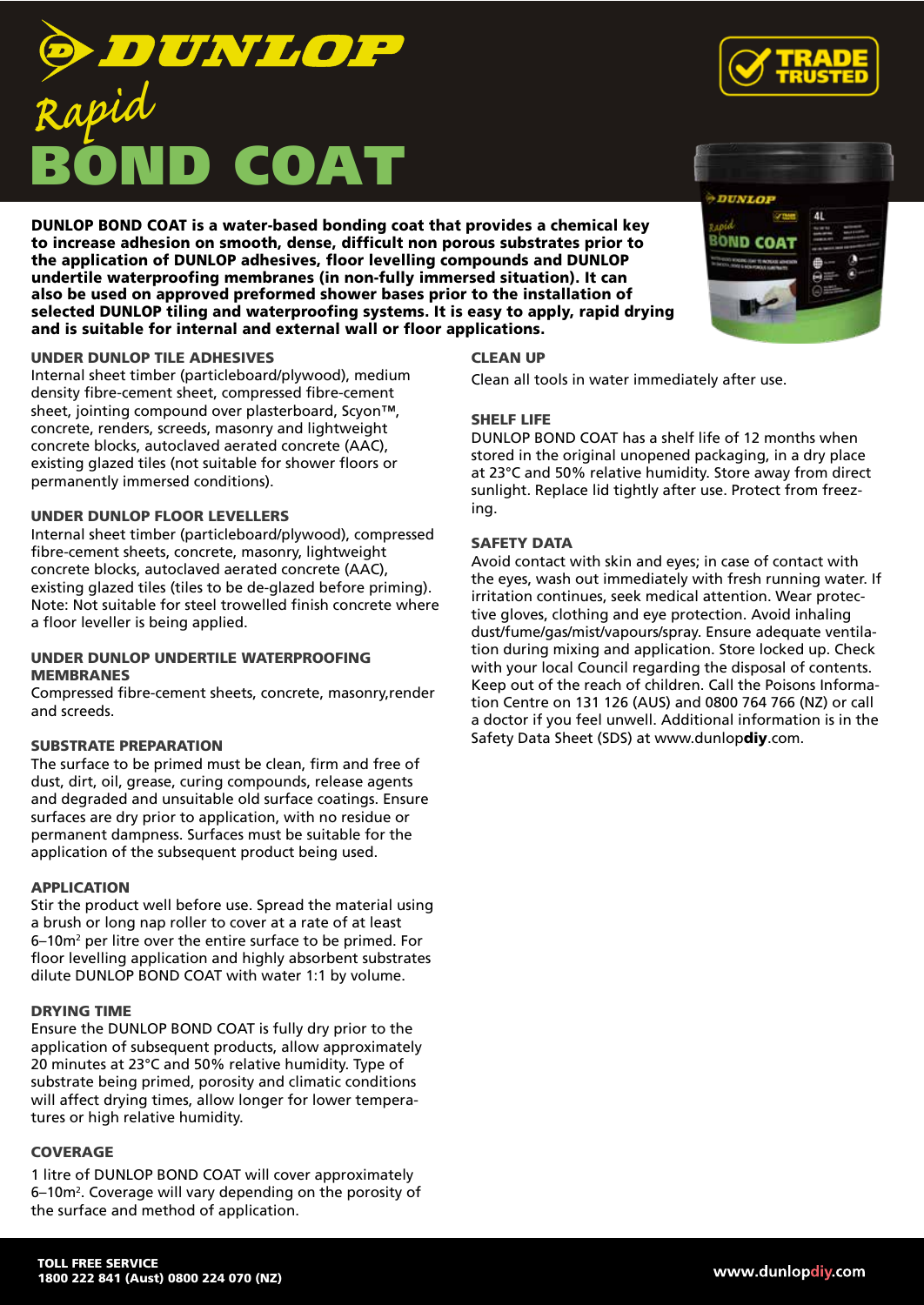# DUNLOP

## Rapid BOND COAT

TRADE TRUSTED

**DUNLOP BOND COAT is a water-based bonding coat that provides a chemical key to increase adhesion on smooth, dense, difficult non porous substrates prior to the application of DUNLOP adhesives, floor levelling compounds and DUNLOP undertile waterproofing membranes (in non-fully immersed situation). It can also be used on approved preformed shower bases prior to the installation of selected DUNLOP tiling and waterproofing systems. It is easy to apply, rapid drying and is suitable for internal and external wall or floor applications.**

### UNDER DUNLOP TILE ADHESIVES

Internal sheet timber (particleboard/plywood), medium density fibre-cement sheet, compressed fibre-cement sheet, jointing compound over plasterboard, Scyon™, concrete, renders, screeds, masonry and lightweight concrete blocks, autoclaved aerated concrete (AAC), existing glazed tiles (not suitable for shower floors or permanently immersed conditions).

### UNDER DUNLOP FLOOR LEVELLERS

Internal sheet timber (particleboard/plywood), compressed fibre-cement sheets, concrete, masonry, lightweight concrete blocks, autoclaved aerated concrete (AAC), existing glazed tiles (tiles to be de-glazed before priming). Note: Not suitable for steel trowelled finish concrete where a floor leveller is being applied.

### UNDER DUNLOP UNDERTILE WATERPROOFING MEMBRANES

Compressed fibre-cement sheets, concrete, masonry,render and screeds.

### SUBSTRATE PREPARATION

The surface to be primed must be clean, firm and free of dust, dirt, oil, grease, curing compounds, release agents and degraded and unsuitable old surface coatings. Ensure surfaces are dry prior to application, with no residue or permanent dampness. Surfaces must be suitable for the application of the subsequent product being used.

### APPLICATION

Stir the product well before use. Spread the material using a brush or long nap roller to cover at a rate of at least 6–10m$^2$ per litre over the entire surface to be primed. For floor levelling application and highly absorbent substrates dilute DUNLOP BOND COAT with water 1:1 by volume.

### DRYING TIME

Ensure the DUNLOP BOND COAT is fully dry prior to the application of subsequent products, allow approximately 20 minutes at 23°C and 50% relative humidity. Type of substrate being primed, porosity and climatic conditions will affect drying times, allow longer for lower temperatures or high relative humidity.

### COVERAGE

1 litre of DUNLOP BOND COAT will cover approximately 6–10m$^2$. Coverage will vary depending on the porosity of the surface and method of application.

### CLEAN UP

Clean all tools in water immediately after use.

### SHELF LIFE

DUNLOP BOND COAT has a shelf life of 12 months when stored in the original unopened packaging, in a dry place at 23°C and 50% relative humidity. Store away from direct sunlight. Replace lid tightly after use. Protect from freezing.

### SAFETY DATA

Avoid contact with skin and eyes; in case of contact with the eyes, wash out immediately with fresh running water. If irritation continues, seek medical attention. Wear protective gloves, clothing and eye protection. Avoid inhaling dust/fume/gas/mist/vapours/spray. Ensure adequate ventilation during mixing and application. Store locked up. Check with your local Council regarding the disposal of contents. Keep out of the reach of children. Call the Poisons Information Centre on 131 126 (AUS) and 0800 764 766 (NZ) or call a doctor if you feel unwell. Additional information is in the Safety Data Sheet (SDS) at www.dunlop**diy**.com.

**TOLL FREE SERVICE**
**1800 222 841 (Aust) 0800 224 070 (NZ)**

**www.dunlopdiy.com**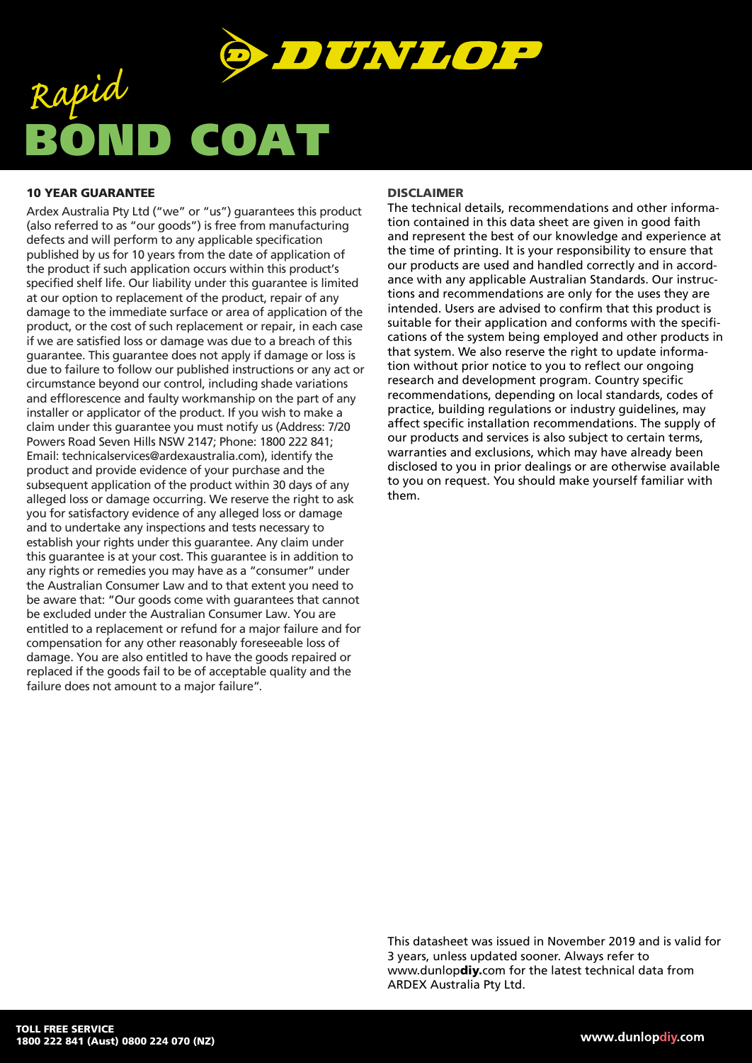# Rapid BOND COAT

## 10 YEAR GUARANTEE

Ardex Australia Pty Ltd ("we" or "us") guarantees this product (also referred to as "our goods") is free from manufacturing defects and will perform to any applicable specification published by us for 10 years from the date of application of the product if such application occurs within this product's specified shelf life. Our liability under this guarantee is limited at our option to replacement of the product, repair of any damage to the immediate surface or area of application of the product, or the cost of such replacement or repair, in each case if we are satisfied loss or damage was due to a breach of this guarantee. This guarantee does not apply if damage or loss is due to failure to follow our published instructions or any act or circumstance beyond our control, including shade variations and efflorescence and faulty workmanship on the part of any installer or applicator of the product. If you wish to make a claim under this guarantee you must notify us (Address: 7/20 Powers Road Seven Hills NSW 2147; Phone: 1800 222 841; Email: technicalservices@ardexaustralia.com), identify the product and provide evidence of your purchase and the subsequent application of the product within 30 days of any alleged loss or damage occurring. We reserve the right to ask you for satisfactory evidence of any alleged loss or damage and to undertake any inspections and tests necessary to establish your rights under this guarantee. Any claim under this guarantee is at your cost. This guarantee is in addition to any rights or remedies you may have as a "consumer" under the Australian Consumer Law and to that extent you need to be aware that: "Our goods come with guarantees that cannot be excluded under the Australian Consumer Law. You are entitled to a replacement or refund for a major failure and for compensation for any other reasonably foreseeable loss of damage. You are also entitled to have the goods repaired or replaced if the goods fail to be of acceptable quality and the failure does not amount to a major failure".

## DISCLAIMER

The technical details, recommendations and other information contained in this data sheet are given in good faith and represent the best of our knowledge and experience at the time of printing. It is your responsibility to ensure that our products are used and handled correctly and in accordance with any applicable Australian Standards. Our instructions and recommendations are only for the uses they are intended. Users are advised to confirm that this product is suitable for their application and conforms with the specifications of the system being employed and other products in that system. We also reserve the right to update information without prior notice to you to reflect our ongoing research and development program. Country specific recommendations, depending on local standards, codes of practice, building regulations or industry guidelines, may affect specific installation recommendations. The supply of our products and services is also subject to certain terms, warranties and exclusions, which may have already been disclosed to you in prior dealings or are otherwise available to you on request. You should make yourself familiar with them.

This datasheet was issued in November 2019 and is valid for 3 years, unless updated sooner. Always refer to www.dunlopdiy.com for the latest technical data from ARDEX Australia Pty Ltd.

**TOLL FREE SERVICE**
**1800 222 841 (Aust) 0800 224 070 (NZ)**

**www.dunlopdiy.com**